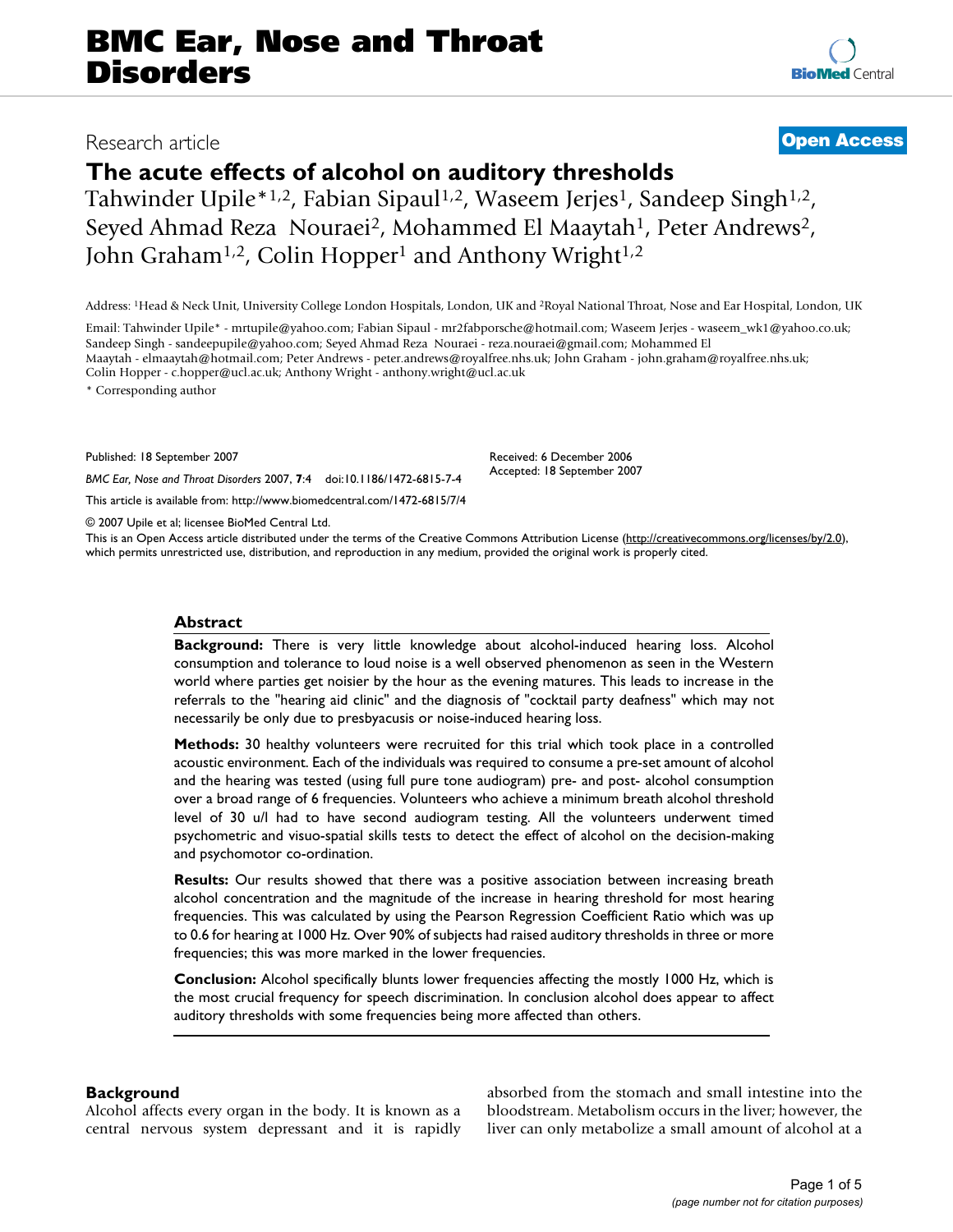# The acute effects of alcohol on auditory thresholds

Tahwinder Upile*[1,2], Fabian Sipaul[1,2], Waseem Jerjes[1], Sandeep Singh[1,2], Seyed Ahmad Reza Nouraei[2], Mohammed El Maaytah[1], Peter Andrews[2], John Graham[1,2], Colin Hopper[1] and Anthony Wright[1,2]

Address: [1]Head & Neck Unit, University College London Hospitals, London, UK and [2]Royal National Throat, Nose and Ear Hospital, London, UK

Email: Tahwinder Upile* - mrtupile@yahoo.com; Fabian Sipaul - mr2fabporsche@hotmail.com; Waseem Jerjes - waseem_wk1@yahoo.co.uk; Sandeep Singh - sandeepupile@yahoo.com; Seyed Ahmad Reza Nouraei - reza.nouraei@gmail.com; Mohammed El Maaytah - elmaaytah@hotmail.com; Peter Andrews - peter.andrews@royalfree.nhs.uk; John Graham - john.graham@royalfree.nhs.uk; Colin Hopper - c.hopper@ucl.ac.uk; Anthony Wright - anthony.wright@ucl.ac.uk

\* Corresponding author

Published: 18 September 2007

*BMC Ear, Nose and Throat Disorders* 2007, **7**:4 doi:10.1186/1472-6815-7-4

Received: 6 December 2006
Accepted: 18 September 2007

This article is available from: http://www.biomedcentral.com/1472-6815/7/4

© 2007 Upile et al; licensee BioMed Central Ltd.

This is an Open Access article distributed under the terms of the Creative Commons Attribution License (http://creativecommons.org/licenses/by/2.0), which permits unrestricted use, distribution, and reproduction in any medium, provided the original work is properly cited.

## Abstract

**Background:** There is very little knowledge about alcohol-induced hearing loss. Alcohol consumption and tolerance to loud noise is a well observed phenomenon as seen in the Western world where parties get noisier by the hour as the evening matures. This leads to increase in the referrals to the "hearing aid clinic" and the diagnosis of "cocktail party deafness" which may not necessarily be only due to presbyacusis or noise-induced hearing loss.

**Methods:** 30 healthy volunteers were recruited for this trial which took place in a controlled acoustic environment. Each of the individuals was required to consume a pre-set amount of alcohol and the hearing was tested (using full pure tone audiogram) pre- and post- alcohol consumption over a broad range of 6 frequencies. Volunteers who achieve a minimum breath alcohol threshold level of 30 u/l had to have second audiogram testing. All the volunteers underwent timed psychometric and visuo-spatial skills tests to detect the effect of alcohol on the decision-making and psychomotor co-ordination.

**Results:** Our results showed that there was a positive association between increasing breath alcohol concentration and the magnitude of the increase in hearing threshold for most hearing frequencies. This was calculated by using the Pearson Regression Coefficient Ratio which was up to 0.6 for hearing at 1000 Hz. Over 90% of subjects had raised auditory thresholds in three or more frequencies; this was more marked in the lower frequencies.

**Conclusion:** Alcohol specifically blunts lower frequencies affecting the mostly 1000 Hz, which is the most crucial frequency for speech discrimination. In conclusion alcohol does appear to affect auditory thresholds with some frequencies being more affected than others.

## Background

Alcohol affects every organ in the body. It is known as a central nervous system depressant and it is rapidly absorbed from the stomach and small intestine into the bloodstream. Metabolism occurs in the liver; however, the liver can only metabolize a small amount of alcohol at a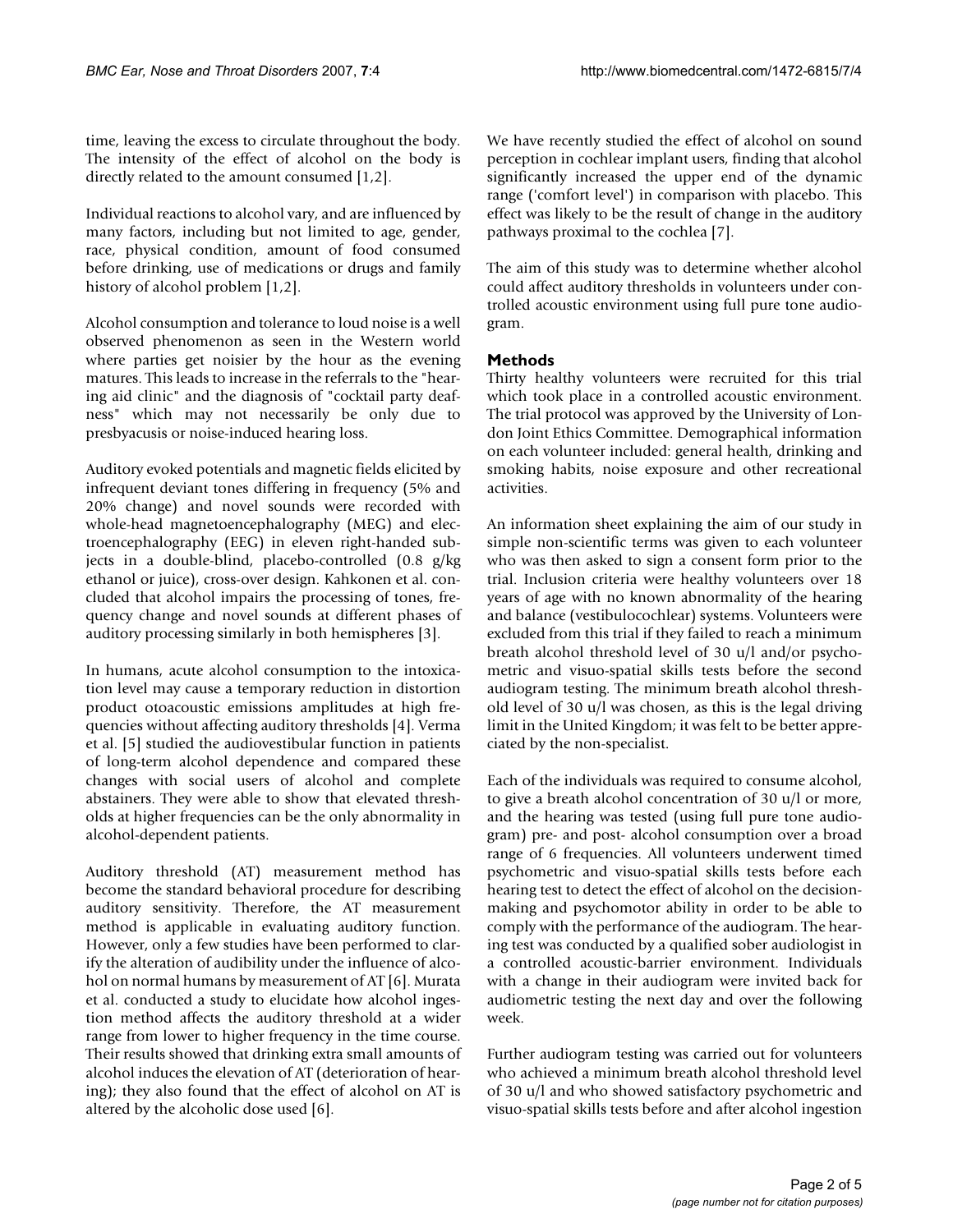time, leaving the excess to circulate throughout the body. The intensity of the effect of alcohol on the body is directly related to the amount consumed [1,2].

Individual reactions to alcohol vary, and are influenced by many factors, including but not limited to age, gender, race, physical condition, amount of food consumed before drinking, use of medications or drugs and family history of alcohol problem [1,2].

Alcohol consumption and tolerance to loud noise is a well observed phenomenon as seen in the Western world where parties get noisier by the hour as the evening matures. This leads to increase in the referrals to the "hearing aid clinic" and the diagnosis of "cocktail party deafness" which may not necessarily be only due to presbyacusis or noise-induced hearing loss.

Auditory evoked potentials and magnetic fields elicited by infrequent deviant tones differing in frequency (5% and 20% change) and novel sounds were recorded with whole-head magnetoencephalography (MEG) and electroencephalography (EEG) in eleven right-handed subjects in a double-blind, placebo-controlled (0.8 g/kg ethanol or juice), cross-over design. Kahkonen et al. concluded that alcohol impairs the processing of tones, frequency change and novel sounds at different phases of auditory processing similarly in both hemispheres [3].

In humans, acute alcohol consumption to the intoxication level may cause a temporary reduction in distortion product otoacoustic emissions amplitudes at high frequencies without affecting auditory thresholds [4]. Verma et al. [5] studied the audiovestibular function in patients of long-term alcohol dependence and compared these changes with social users of alcohol and complete abstainers. They were able to show that elevated thresholds at higher frequencies can be the only abnormality in alcohol-dependent patients.

Auditory threshold (AT) measurement method has become the standard behavioral procedure for describing auditory sensitivity. Therefore, the AT measurement method is applicable in evaluating auditory function. However, only a few studies have been performed to clarify the alteration of audibility under the influence of alcohol on normal humans by measurement of AT [6]. Murata et al. conducted a study to elucidate how alcohol ingestion method affects the auditory threshold at a wider range from lower to higher frequency in the time course. Their results showed that drinking extra small amounts of alcohol induces the elevation of AT (deterioration of hearing); they also found that the effect of alcohol on AT is altered by the alcoholic dose used [6].

We have recently studied the effect of alcohol on sound perception in cochlear implant users, finding that alcohol significantly increased the upper end of the dynamic range ('comfort level') in comparison with placebo. This effect was likely to be the result of change in the auditory pathways proximal to the cochlea [7].

The aim of this study was to determine whether alcohol could affect auditory thresholds in volunteers under controlled acoustic environment using full pure tone audiogram.

## Methods

Thirty healthy volunteers were recruited for this trial which took place in a controlled acoustic environment. The trial protocol was approved by the University of London Joint Ethics Committee. Demographical information on each volunteer included: general health, drinking and smoking habits, noise exposure and other recreational activities.

An information sheet explaining the aim of our study in simple non-scientific terms was given to each volunteer who was then asked to sign a consent form prior to the trial. Inclusion criteria were healthy volunteers over 18 years of age with no known abnormality of the hearing and balance (vestibulocochlear) systems. Volunteers were excluded from this trial if they failed to reach a minimum breath alcohol threshold level of 30 u/l and/or psychometric and visuo-spatial skills tests before the second audiogram testing. The minimum breath alcohol threshold level of 30 u/l was chosen, as this is the legal driving limit in the United Kingdom; it was felt to be better appreciated by the non-specialist.

Each of the individuals was required to consume alcohol, to give a breath alcohol concentration of 30 u/l or more, and the hearing was tested (using full pure tone audiogram) pre- and post- alcohol consumption over a broad range of 6 frequencies. All volunteers underwent timed psychometric and visuo-spatial skills tests before each hearing test to detect the effect of alcohol on the decision-making and psychomotor ability in order to be able to comply with the performance of the audiogram. The hearing test was conducted by a qualified sober audiologist in a controlled acoustic-barrier environment. Individuals with a change in their audiogram were invited back for audiometric testing the next day and over the following week.

Further audiogram testing was carried out for volunteers who achieved a minimum breath alcohol threshold level of 30 u/l and who showed satisfactory psychometric and visuo-spatial skills tests before and after alcohol ingestion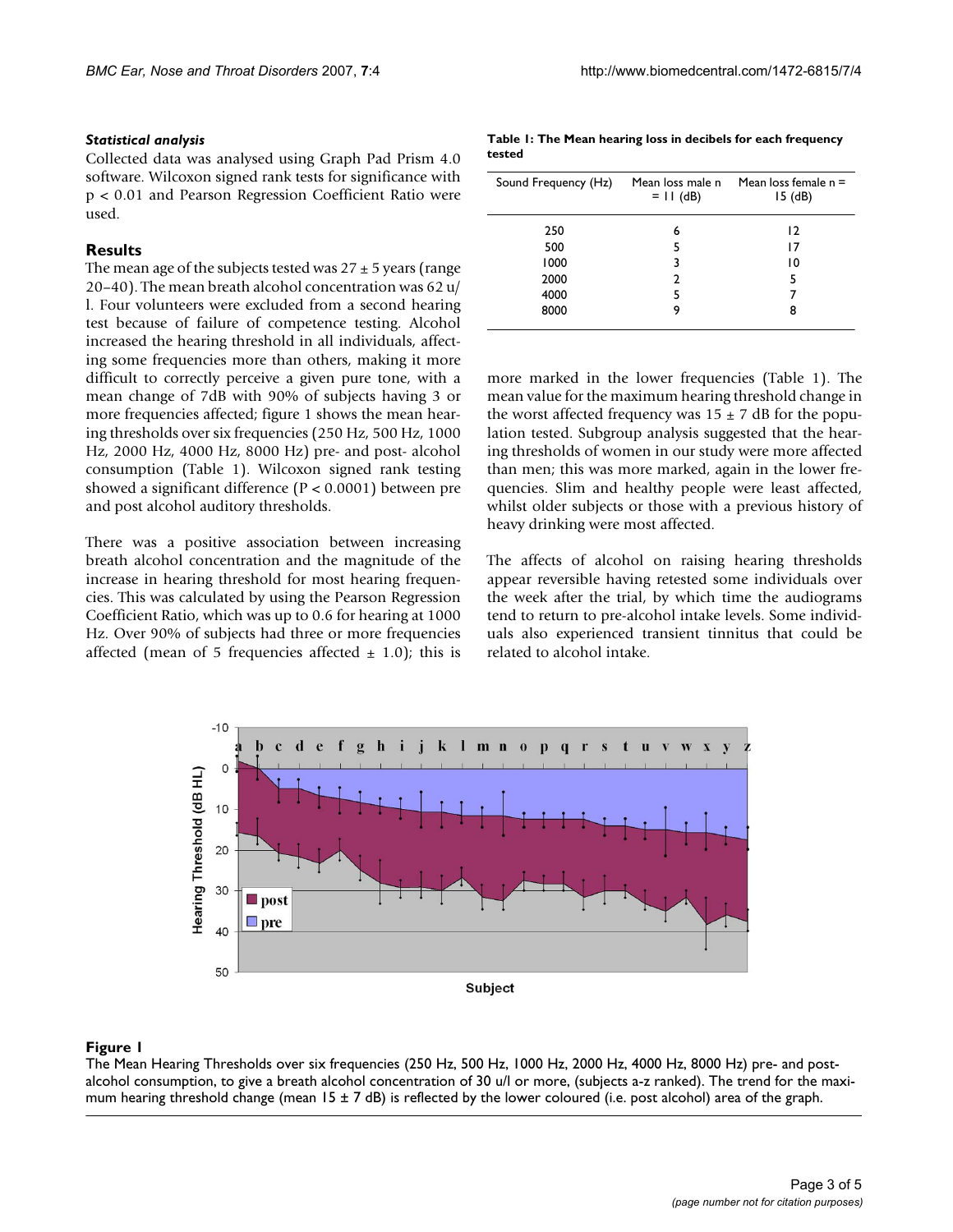### *Statistical analysis*

Collected data was analysed using Graph Pad Prism 4.0 software. Wilcoxon signed rank tests for significance with $p < 0.01$ and Pearson Regression Coefficient Ratio were used.

## Results

The mean age of the subjects tested was $27 \pm 5$ years (range 20–40). The mean breath alcohol concentration was 62 u/l. Four volunteers were excluded from a second hearing test because of failure of competence testing. Alcohol increased the hearing threshold in all individuals, affecting some frequencies more than others, making it more difficult to correctly perceive a given pure tone, with a mean change of 7dB with 90% of subjects having 3 or more frequencies affected; figure 1 shows the mean hearing thresholds over six frequencies (250 Hz, 500 Hz, 1000 Hz, 2000 Hz, 4000 Hz, 8000 Hz) pre- and post- alcohol consumption (Table 1). Wilcoxon signed rank testing showed a significant difference ($P < 0.0001$) between pre and post alcohol auditory thresholds.

There was a positive association between increasing breath alcohol concentration and the magnitude of the increase in hearing threshold for most hearing frequencies. This was calculated by using the Pearson Regression Coefficient Ratio, which was up to 0.6 for hearing at 1000 Hz. Over 90% of subjects had three or more frequencies affected (mean of 5 frequencies affected $\pm$ 1.0); this is more marked in the lower frequencies (Table 1). The mean value for the maximum hearing threshold change in the worst affected frequency was $15 \pm 7$ dB for the population tested. Subgroup analysis suggested that the hearing thresholds of women in our study were more affected than men; this was more marked, again in the lower frequencies. Slim and healthy people were least affected, whilst older subjects or those with a previous history of heavy drinking were most affected.

The affects of alcohol on raising hearing thresholds appear reversible having retested some individuals over the week after the trial, by which time the audiograms tend to return to pre-alcohol intake levels. Some individuals also experienced transient tinnitus that could be related to alcohol intake.

**Table 1: The Mean hearing loss in decibels for each frequency tested**

| Sound Frequency (Hz) | Mean loss male n = 11 (dB) | Mean loss female n = 15 (dB) |
|---|---|---|
| 250 | 6 | 12 |
| 500 | 5 | 17 |
| 1000 | 3 | 10 |
| 2000 | 2 | 5 |
| 4000 | 5 | 7 |
| 8000 | 9 | 8 |

**Figure 1**

The Mean Hearing Thresholds over six frequencies (250 Hz, 500 Hz, 1000 Hz, 2000 Hz, 4000 Hz, 8000 Hz) pre- and post-alcohol consumption, to give a breath alcohol concentration of 30 u/l or more, (subjects a-z ranked). The trend for the maximum hearing threshold change (mean $15 \pm 7$ dB) is reflected by the lower coloured (i.e. post alcohol) area of the graph.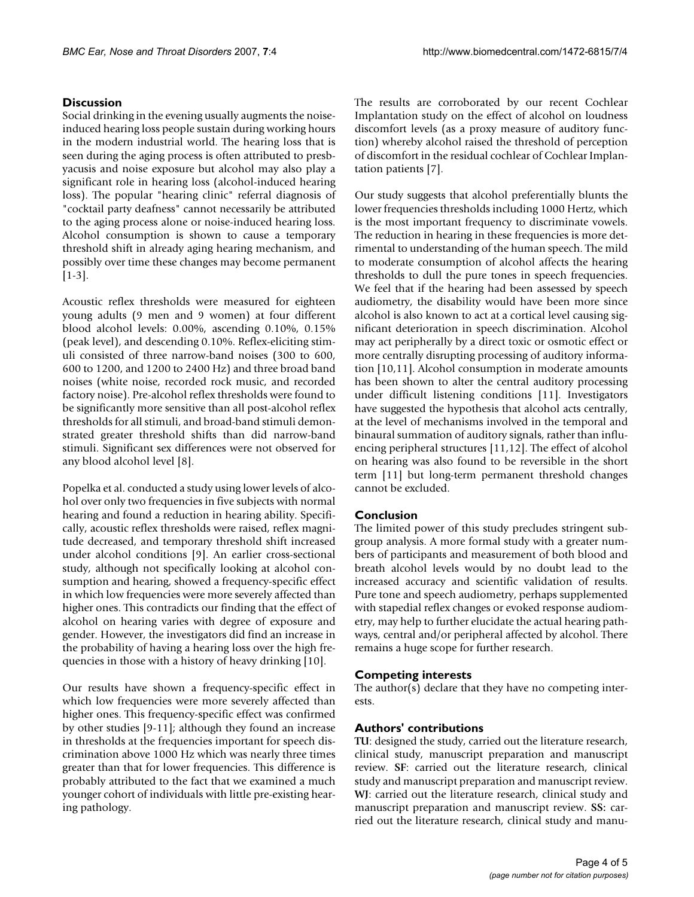## Discussion

Social drinking in the evening usually augments the noise-induced hearing loss people sustain during working hours in the modern industrial world. The hearing loss that is seen during the aging process is often attributed to presbyacusis and noise exposure but alcohol may also play a significant role in hearing loss (alcohol-induced hearing loss). The popular "hearing clinic" referral diagnosis of "cocktail party deafness" cannot necessarily be attributed to the aging process alone or noise-induced hearing loss. Alcohol consumption is shown to cause a temporary threshold shift in already aging hearing mechanism, and possibly over time these changes may become permanent [1-3].

Acoustic reflex thresholds were measured for eighteen young adults (9 men and 9 women) at four different blood alcohol levels: 0.00%, ascending 0.10%, 0.15% (peak level), and descending 0.10%. Reflex-eliciting stimuli consisted of three narrow-band noises (300 to 600, 600 to 1200, and 1200 to 2400 Hz) and three broad band noises (white noise, recorded rock music, and recorded factory noise). Pre-alcohol reflex thresholds were found to be significantly more sensitive than all post-alcohol reflex thresholds for all stimuli, and broad-band stimuli demonstrated greater threshold shifts than did narrow-band stimuli. Significant sex differences were not observed for any blood alcohol level [8].

Popelka et al. conducted a study using lower levels of alcohol over only two frequencies in five subjects with normal hearing and found a reduction in hearing ability. Specifically, acoustic reflex thresholds were raised, reflex magnitude decreased, and temporary threshold shift increased under alcohol conditions [9]. An earlier cross-sectional study, although not specifically looking at alcohol consumption and hearing, showed a frequency-specific effect in which low frequencies were more severely affected than higher ones. This contradicts our finding that the effect of alcohol on hearing varies with degree of exposure and gender. However, the investigators did find an increase in the probability of having a hearing loss over the high frequencies in those with a history of heavy drinking [10].

Our results have shown a frequency-specific effect in which low frequencies were more severely affected than higher ones. This frequency-specific effect was confirmed by other studies [9-11]; although they found an increase in thresholds at the frequencies important for speech discrimination above 1000 Hz which was nearly three times greater than that for lower frequencies. This difference is probably attributed to the fact that we examined a much younger cohort of individuals with little pre-existing hearing pathology.

The results are corroborated by our recent Cochlear Implantation study on the effect of alcohol on loudness discomfort levels (as a proxy measure of auditory function) whereby alcohol raised the threshold of perception of discomfort in the residual cochlear of Cochlear Implantation patients [7].

Our study suggests that alcohol preferentially blunts the lower frequencies thresholds including 1000 Hertz, which is the most important frequency to discriminate vowels. The reduction in hearing in these frequencies is more detrimental to understanding of the human speech. The mild to moderate consumption of alcohol affects the hearing thresholds to dull the pure tones in speech frequencies. We feel that if the hearing had been assessed by speech audiometry, the disability would have been more since alcohol is also known to act at a cortical level causing significant deterioration in speech discrimination. Alcohol may act peripherally by a direct toxic or osmotic effect or more centrally disrupting processing of auditory information [10,11]. Alcohol consumption in moderate amounts has been shown to alter the central auditory processing under difficult listening conditions [11]. Investigators have suggested the hypothesis that alcohol acts centrally, at the level of mechanisms involved in the temporal and binaural summation of auditory signals, rather than influencing peripheral structures [11,12]. The effect of alcohol on hearing was also found to be reversible in the short term [11] but long-term permanent threshold changes cannot be excluded.

## Conclusion

The limited power of this study precludes stringent subgroup analysis. A more formal study with a greater numbers of participants and measurement of both blood and breath alcohol levels would by no doubt lead to the increased accuracy and scientific validation of results. Pure tone and speech audiometry, perhaps supplemented with stapedial reflex changes or evoked response audiometry, may help to further elucidate the actual hearing pathways, central and/or peripheral affected by alcohol. There remains a huge scope for further research.

## Competing interests

The author(s) declare that they have no competing interests.

## Authors' contributions

**TU**: designed the study, carried out the literature research, clinical study, manuscript preparation and manuscript review. **SF**: carried out the literature research, clinical study and manuscript preparation and manuscript review. **WJ**: carried out the literature research, clinical study and manuscript preparation and manuscript review. **SS:** carried out the literature research, clinical study and manu-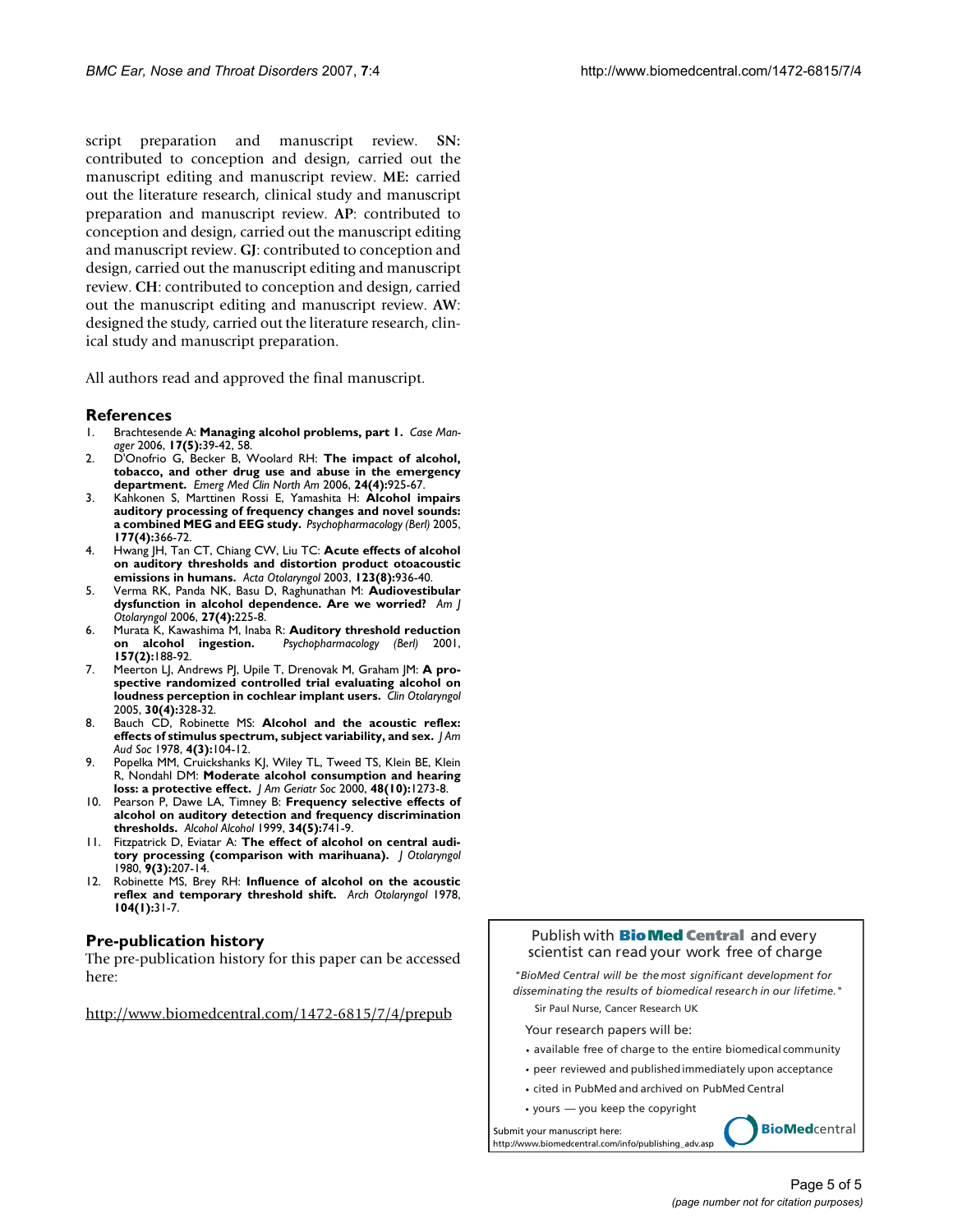script preparation and manuscript review. **SN:** contributed to conception and design, carried out the manuscript editing and manuscript review. **ME:** carried out the literature research, clinical study and manuscript preparation and manuscript review. **AP**: contributed to conception and design, carried out the manuscript editing and manuscript review. **GJ**: contributed to conception and design, carried out the manuscript editing and manuscript review. **CH**: contributed to conception and design, carried out the manuscript editing and manuscript review. **AW**: designed the study, carried out the literature research, clinical study and manuscript preparation.

All authors read and approved the final manuscript.

## References

1. Brachtesende A: **Managing alcohol problems, part 1.** *Case Manager* 2006, **17(5):**39-42, 58.
2. D'Onofrio G, Becker B, Woolard RH: **The impact of alcohol, tobacco, and other drug use and abuse in the emergency department.** *Emerg Med Clin North Am* 2006, **24(4):**925-67.
3. Kahkonen S, Marttinen Rossi E, Yamashita H: **Alcohol impairs auditory processing of frequency changes and novel sounds: a combined MEG and EEG study.** *Psychopharmacology (Berl)* 2005, **177(4):**366-72.
4. Hwang JH, Tan CT, Chiang CW, Liu TC: **Acute effects of alcohol on auditory thresholds and distortion product otoacoustic emissions in humans.** *Acta Otolaryngol* 2003, **123(8):**936-40.
5. Verma RK, Panda NK, Basu D, Raghunathan M: **Audiovestibular dysfunction in alcohol dependence. Are we worried?** *Am J Otolaryngol* 2006, **27(4):**225-8.
6. Murata K, Kawashima M, Inaba R: **Auditory threshold reduction on alcohol ingestion.** *Psychopharmacology (Berl)* 2001, **157(2):**188-92.
7. Meerton LJ, Andrews PJ, Upile T, Drenovak M, Graham JM: **A prospective randomized controlled trial evaluating alcohol on loudness perception in cochlear implant users.** *Clin Otolaryngol* 2005, **30(4):**328-32.
8. Bauch CD, Robinette MS: **Alcohol and the acoustic reflex: effects of stimulus spectrum, subject variability, and sex.** *J Am Aud Soc* 1978, **4(3):**104-12.
9. Popelka MM, Cruickshanks KJ, Wiley TL, Tweed TS, Klein BE, Klein R, Nondahl DM: **Moderate alcohol consumption and hearing loss: a protective effect.** *J Am Geriatr Soc* 2000, **48(10):**1273-8.
10. Pearson P, Dawe LA, Timney B: **Frequency selective effects of alcohol on auditory detection and frequency discrimination thresholds.** *Alcohol Alcohol* 1999, **34(5):**741-9.
11. Fitzpatrick D, Eviatar A: **The effect of alcohol on central auditory processing (comparison with marihuana).** *J Otolaryngol* 1980, **9(3):**207-14.
12. Robinette MS, Brey RH: **Influence of alcohol on the acoustic reflex and temporary threshold shift.** *Arch Otolaryngol* 1978, **104(1):**31-7.

## Pre-publication history

The pre-publication history for this paper can be accessed here:

http://www.biomedcentral.com/1472-6815/7/4/prepub

Publish with **BioMed Central** and every scientist can read your work free of charge

*"BioMed Central will be the most significant development for disseminating the results of biomedical research in our lifetime."*
Sir Paul Nurse, Cancer Research UK

Your research papers will be:

- available free of charge to the entire biomedical community
- peer reviewed and published immediately upon acceptance
- cited in PubMed and archived on PubMed Central
- yours — you keep the copyright

Submit your manuscript here:
http://www.biomedcentral.com/info/publishing_adv.asp

**BioMed**central